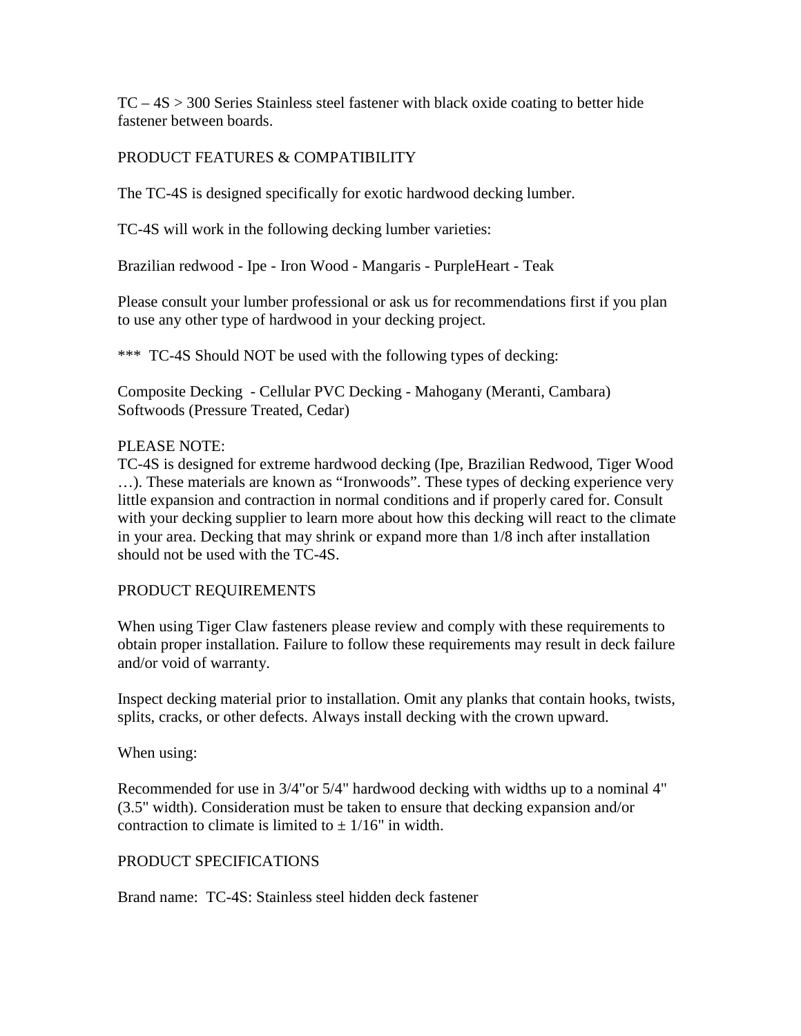TC – 4S > 300 Series Stainless steel fastener with black oxide coating to better hide fastener between boards.

## PRODUCT FEATURES & COMPATIBILITY

The TC-4S is designed specifically for exotic hardwood decking lumber.

TC-4S will work in the following decking lumber varieties:

Brazilian redwood - Ipe - Iron Wood - Mangaris - PurpleHeart - Teak

Please consult your lumber professional or ask us for recommendations first if you plan to use any other type of hardwood in your decking project.

***  TC-4S Should NOT be used with the following types of decking:

Composite Decking  - Cellular PVC Decking - Mahogany (Meranti, Cambara)
Softwoods (Pressure Treated, Cedar)

PLEASE NOTE:
TC-4S is designed for extreme hardwood decking (Ipe, Brazilian Redwood, Tiger Wood …). These materials are known as “Ironwoods”. These types of decking experience very little expansion and contraction in normal conditions and if properly cared for. Consult with your decking supplier to learn more about how this decking will react to the climate in your area. Decking that may shrink or expand more than 1/8 inch after installation should not be used with the TC-4S.

## PRODUCT REQUIREMENTS

When using Tiger Claw fasteners please review and comply with these requirements to obtain proper installation. Failure to follow these requirements may result in deck failure and/or void of warranty.

Inspect decking material prior to installation. Omit any planks that contain hooks, twists, splits, cracks, or other defects. Always install decking with the crown upward.

When using:

Recommended for use in 3/4"or 5/4" hardwood decking with widths up to a nominal 4" (3.5" width). Consideration must be taken to ensure that decking expansion and/or contraction to climate is limited to ± 1/16" in width.

## PRODUCT SPECIFICATIONS

Brand name:  TC-4S: Stainless steel hidden deck fastener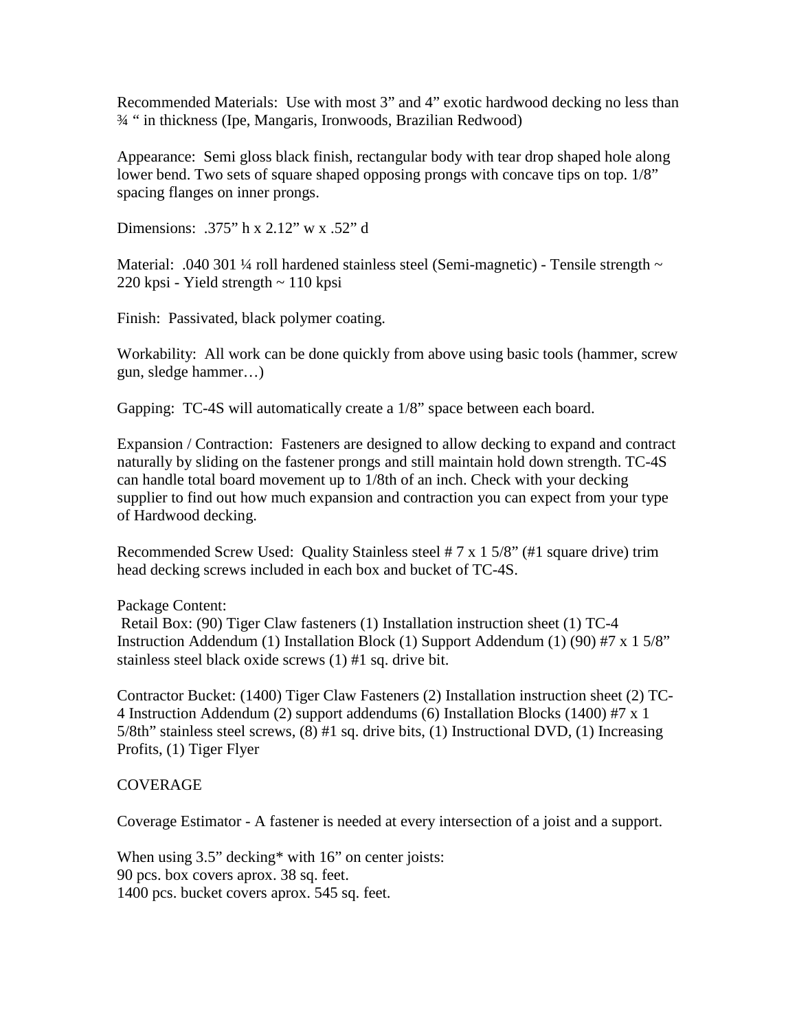Recommended Materials: Use with most 3" and 4" exotic hardwood decking no less than ¾ " in thickness (Ipe, Mangaris, Ironwoods, Brazilian Redwood)

Appearance: Semi gloss black finish, rectangular body with tear drop shaped hole along lower bend. Two sets of square shaped opposing prongs with concave tips on top. 1/8" spacing flanges on inner prongs.

Dimensions: .375" h x 2.12" w x .52" d

Material: .040 301 ¼ roll hardened stainless steel (Semi-magnetic) - Tensile strength ~ 220 kpsi - Yield strength ~ 110 kpsi

Finish: Passivated, black polymer coating.

Workability: All work can be done quickly from above using basic tools (hammer, screw gun, sledge hammer…)

Gapping: TC-4S will automatically create a 1/8" space between each board.

Expansion / Contraction: Fasteners are designed to allow decking to expand and contract naturally by sliding on the fastener prongs and still maintain hold down strength. TC-4S can handle total board movement up to 1/8th of an inch. Check with your decking supplier to find out how much expansion and contraction you can expect from your type of Hardwood decking.

Recommended Screw Used: Quality Stainless steel # 7 x 1 5/8" (#1 square drive) trim head decking screws included in each box and bucket of TC-4S.

Package Content:
Retail Box: (90) Tiger Claw fasteners (1) Installation instruction sheet (1) TC-4 Instruction Addendum (1) Installation Block (1) Support Addendum (1) (90) #7 x 1 5/8" stainless steel black oxide screws (1) #1 sq. drive bit.

Contractor Bucket: (1400) Tiger Claw Fasteners (2) Installation instruction sheet (2) TC-4 Instruction Addendum (2) support addendums (6) Installation Blocks (1400) #7 x 1 5/8th" stainless steel screws, (8) #1 sq. drive bits, (1) Instructional DVD, (1) Increasing Profits, (1) Tiger Flyer

COVERAGE

Coverage Estimator - A fastener is needed at every intersection of a joist and a support.

When using 3.5" decking* with 16" on center joists:
90 pcs. box covers aprox. 38 sq. feet.
1400 pcs. bucket covers aprox. 545 sq. feet.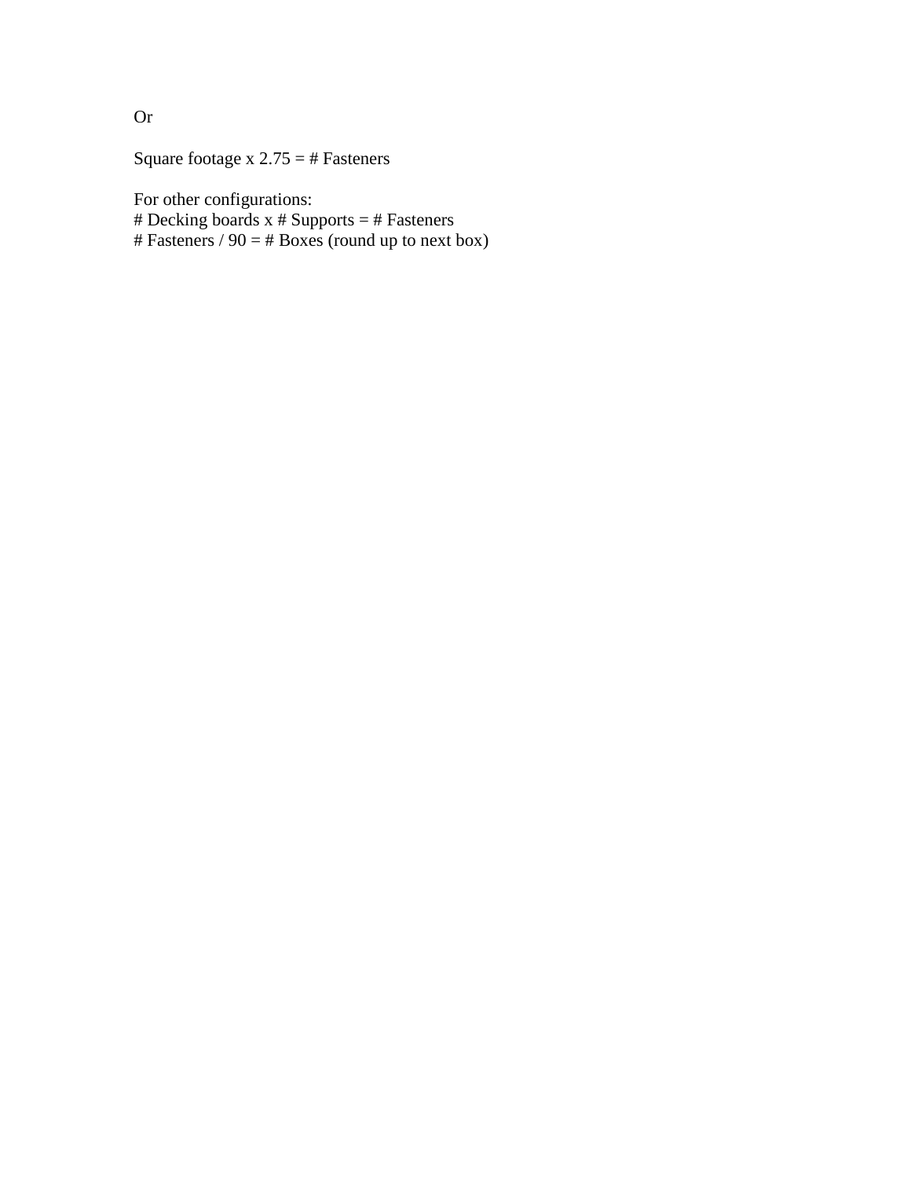Or

Square footage x 2.75 = # Fasteners

For other configurations:
# Decking boards x # Supports = # Fasteners
# Fasteners / 90 = # Boxes (round up to next box)